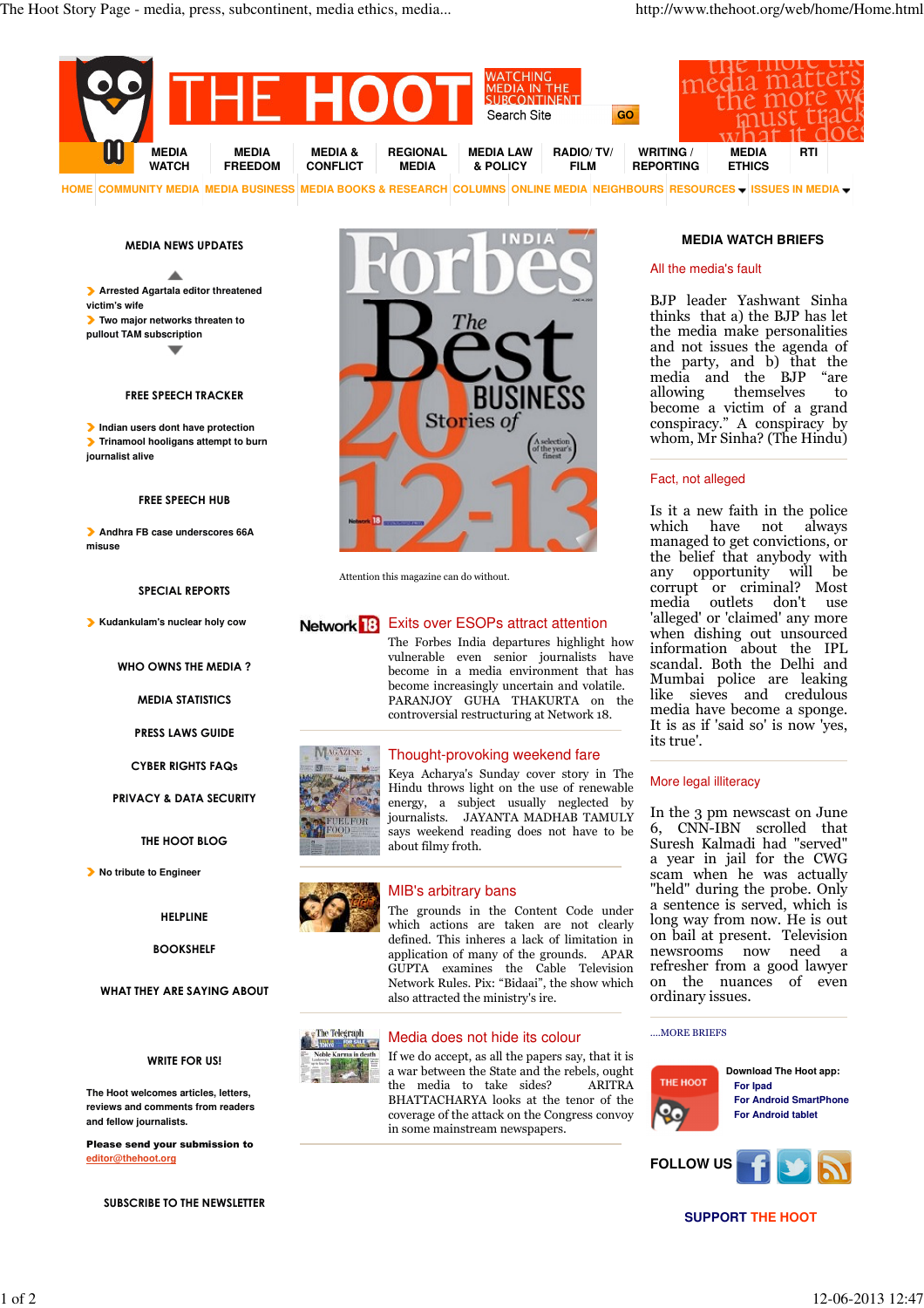# THE HOOT

WATCHING MEDIA IN THE SUBCONTINENT

Search Site GO

MEDIA WATCH | MEDIA FREEDOM | MEDIA & CONFLICT | REGIONAL MEDIA | MEDIA LAW & POLICY | RADIO/ TV/ FILM | WRITING / REPORTING | MEDIA ETHICS | RTI

HOME | COMMUNITY MEDIA | MEDIA BUSINESS | MEDIA BOOKS & RESEARCH | COLUMNS | ONLINE MEDIA | NEIGHBOURS | RESOURCES | ISSUES IN MEDIA

## MEDIA NEWS UPDATES

- Arrested Agartala editor threatened victim's wife
- Two major networks threaten to pullout TAM subscription

## FREE SPEECH TRACKER

- Indian users dont have protection
- Trinamool hooligans attempt to burn journalist alive

## FREE SPEECH HUB

- Andhra FB case underscores 66A misuse

## SPECIAL REPORTS

- Kudankulam's nuclear holy cow

## WHO OWNS THE MEDIA ?

## MEDIA STATISTICS

## PRESS LAWS GUIDE

## CYBER RIGHTS FAQs

## PRIVACY & DATA SECURITY

## THE HOOT BLOG

- No tribute to Engineer

## HELPLINE

## BOOKSHELF

## WHAT THEY ARE SAYING ABOUT

## WRITE FOR US!

The Hoot welcomes articles, letters, reviews and comments from readers and fellow journalists.

**Please send your submission to** editor@thehoot.org

## SUBSCRIBE TO THE NEWSLETTER

Attention this magazine can do without.

### Exits over ESOPs attract attention

The Forbes India departures highlight how vulnerable even senior journalists have become in a media environment that has become increasingly uncertain and volatile. PARANJOY GUHA THAKURTA on the controversial restructuring at Network 18.

### Thought-provoking weekend fare

Keya Acharya's Sunday cover story in The Hindu throws light on the use of renewable energy, a subject usually neglected by journalists. JAYANTA MADHAB TAMULY says weekend reading does not have to be about filmy froth.

### MIB's arbitrary bans

The grounds in the Content Code under which actions are taken are not clearly defined. This inheres a lack of limitation in application of many of the grounds. APAR GUPTA examines the Cable Television Network Rules. Pix: "Bidaai", the show which also attracted the ministry's ire.

### Media does not hide its colour

If we do accept, as all the papers say, that it is a war between the State and the rebels, ought the media to take sides? ARITRA BHATTACHARYA looks at the tenor of the coverage of the attack on the Congress convoy in some mainstream newspapers.

## MEDIA WATCH BRIEFS

### All the media's fault

BJP leader Yashwant Sinha thinks that a) the BJP has let the media make personalities and not issues the agenda of the party, and b) that the media and the BJP "are allowing themselves to become a victim of a grand conspiracy." A conspiracy by whom, Mr Sinha? (The Hindu)

### Fact, not alleged

Is it a new faith in the police which have not always managed to get convictions, or the belief that anybody with any opportunity will be corrupt or criminal? Most media outlets don't use 'alleged' or 'claimed' any more when dishing out unsourced information about the IPL scandal. Both the Delhi and Mumbai police are leaking like sieves and credulous media have become a sponge. It is as if 'said so' is now 'yes, its true'.

### More legal illiteracy

In the 3 pm newscast on June 6, CNN-IBN scrolled that Suresh Kalmadi had "served" a year in jail for the CWG scam when he was actually "held" during the probe. Only a sentence is served, which is a long way from now. He is out on bail at present. Television newsrooms now need a refresher from a good lawyer on the nuances of even ordinary issues.

....MORE BRIEFS

Download The Hoot app:
- For Ipad
- For Android SmartPhone
- For Android tablet

FOLLOW US

SUPPORT THE HOOT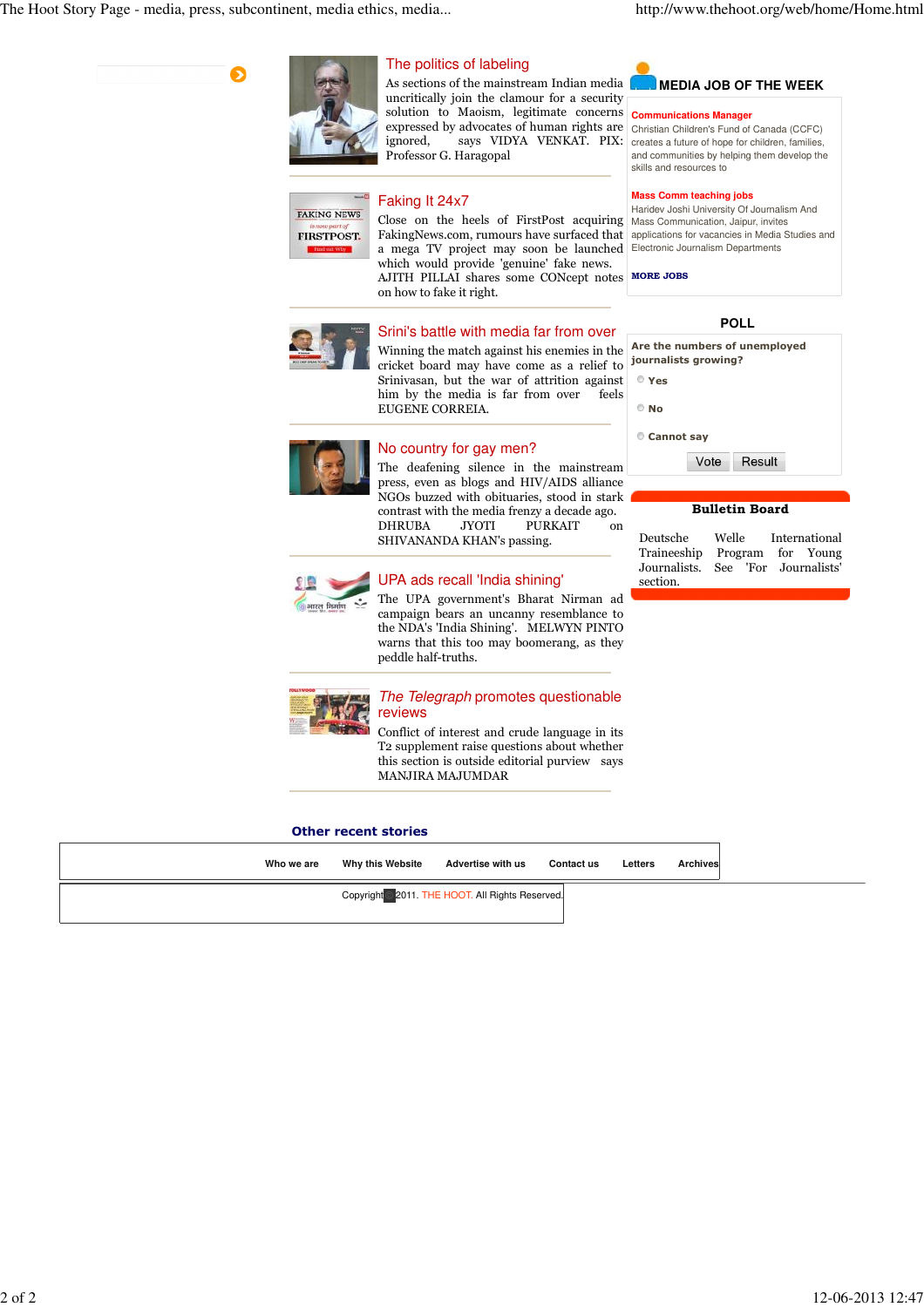## The politics of labeling

As sections of the mainstream Indian media uncritically join the clamour for a security solution to Maoism, legitimate concerns expressed by advocates of human rights are ignored, says VIDYA VENKAT. PIX: Professor G. Haragopal

## Faking It 24x7

Close on the heels of FirstPost acquiring FakingNews.com, rumours have surfaced that a mega TV project may soon be launched which would provide 'genuine' fake news. AJITH PILLAI shares some CONcept notes on how to fake it right.

## Srini's battle with media far from over

Winning the match against his enemies in the cricket board may have come as a relief to Srinivasan, but the war of attrition against him by the media is far from over feels EUGENE CORREIA.

## No country for gay men?

The deafening silence in the mainstream press, even as blogs and HIV/AIDS alliance NGOs buzzed with obituaries, stood in stark contrast with the media frenzy a decade ago. DHRUBA JYOTI PURKAIT on SHIVANANDA KHAN's passing.

## UPA ads recall 'India shining'

The UPA government's Bharat Nirman ad campaign bears an uncanny resemblance to the NDA's 'India Shining'. MELWYN PINTO warns that this too may boomerang, as they peddle half-truths.

## *The Telegraph* promotes questionable reviews

Conflict of interest and crude language in its T2 supplement raise questions about whether this section is outside editorial purview says MANJIRA MAJUMDAR

### MEDIA JOB OF THE WEEK

**Communications Manager**
Christian Children's Fund of Canada (CCFC) creates a future of hope for children, families, and communities by helping them develop the skills and resources to

**Mass Comm teaching jobs**
Haridev Joshi University Of Journalism And Mass Communication, Jaipur, invites applications for vacancies in Media Studies and Electronic Journalism Departments

**MORE JOBS**

### POLL

**Are the numbers of unemployed journalists growing?**

- Yes
- No
- Cannot say

Vote | Result

### Bulletin Board

Deutsche Welle International Traineeship Program for Young Journalists. See 'For Journalists' section.

### Other recent stories

Who we are | Why this Website | Advertise with us | Contact us | Letters | Archives

Copyright © 2011. THE HOOT. All Rights Reserved.